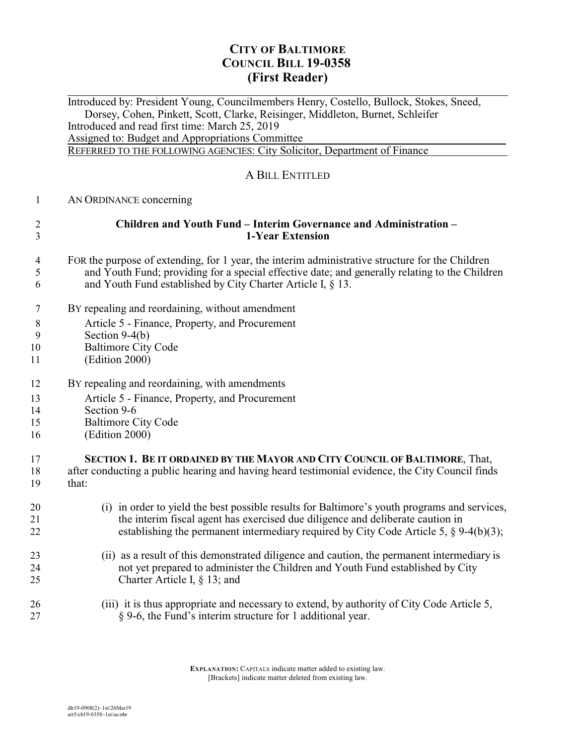# CITY OF BALTIMORE
# COUNCIL BILL 19-0358
# (First Reader)

Introduced by: President Young, Councilmembers Henry, Costello, Bullock, Stokes, Sneed, Dorsey, Cohen, Pinkett, Scott, Clarke, Reisinger, Middleton, Burnet, Schleifer
Introduced and read first time: March 25, 2019
Assigned to: Budget and Appropriations Committee
REFERRED TO THE FOLLOWING AGENCIES: City Solicitor, Department of Finance

## A BILL ENTITLED

AN ORDINANCE concerning

**Children and Youth Fund – Interim Governance and Administration – 1-Year Extension**

FOR the purpose of extending, for 1 year, the interim administrative structure for the Children and Youth Fund; providing for a special effective date; and generally relating to the Children and Youth Fund established by City Charter Article I, § 13.

BY repealing and reordaining, without amendment
Article 5 - Finance, Property, and Procurement
Section 9-4(b)
Baltimore City Code
(Edition 2000)

BY repealing and reordaining, with amendments
Article 5 - Finance, Property, and Procurement
Section 9-6
Baltimore City Code
(Edition 2000)

**SECTION 1. BE IT ORDAINED BY THE MAYOR AND CITY COUNCIL OF BALTIMORE**, That, after conducting a public hearing and having heard testimonial evidence, the City Council finds that:

(i) in order to yield the best possible results for Baltimore's youth programs and services, the interim fiscal agent has exercised due diligence and deliberate caution in establishing the permanent intermediary required by City Code Article 5, § 9-4(b)(3);

(ii) as a result of this demonstrated diligence and caution, the permanent intermediary is not yet prepared to administer the Children and Youth Fund established by City Charter Article I, § 13; and

(iii) it is thus appropriate and necessary to extend, by authority of City Code Article 5, § 9-6, the Fund's interim structure for 1 additional year.

**EXPLANATION:** CAPITALS indicate matter added to existing law.
[Brackets] indicate matter deleted from existing law.

dlr19-0908(2)~1st/26Mar19
art5/cb19-0358~1st/aa:nbr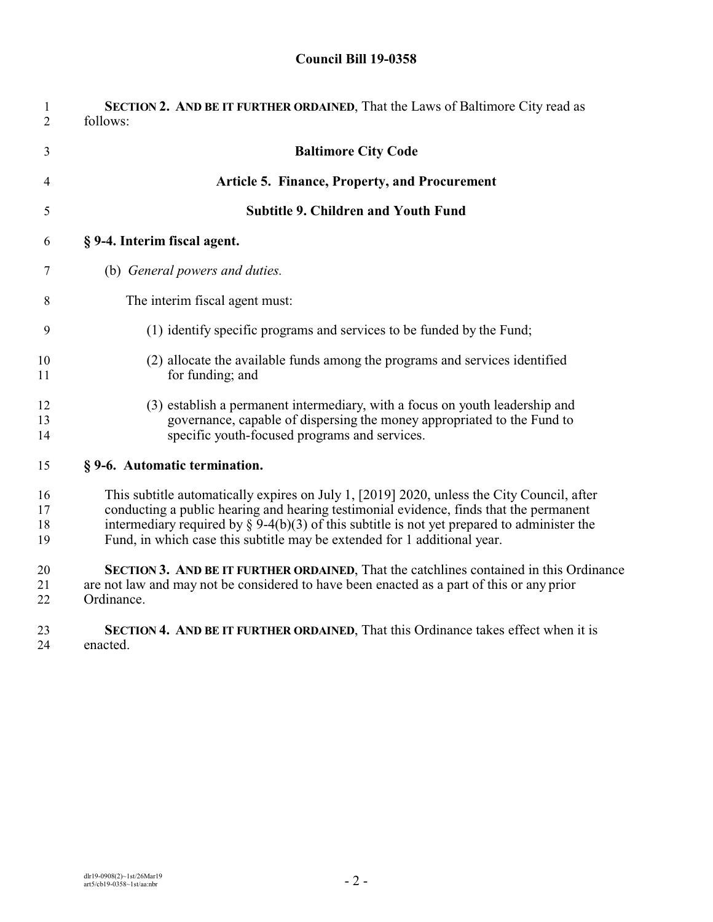**Council Bill 19-0358**

**SECTION 2. AND BE IT FURTHER ORDAINED**, That the Laws of Baltimore City read as follows:

**Baltimore City Code**

**Article 5. Finance, Property, and Procurement**

**Subtitle 9. Children and Youth Fund**

**§ 9-4. Interim fiscal agent.**

(b) *General powers and duties.*

The interim fiscal agent must:

(1) identify specific programs and services to be funded by the Fund;

(2) allocate the available funds among the programs and services identified for funding; and

(3) establish a permanent intermediary, with a focus on youth leadership and governance, capable of dispersing the money appropriated to the Fund to specific youth-focused programs and services.

**§ 9-6. Automatic termination.**

This subtitle automatically expires on July 1, [2019] 2020, unless the City Council, after conducting a public hearing and hearing testimonial evidence, finds that the permanent intermediary required by § 9-4(b)(3) of this subtitle is not yet prepared to administer the Fund, in which case this subtitle may be extended for 1 additional year.

**SECTION 3. AND BE IT FURTHER ORDAINED**, That the catchlines contained in this Ordinance are not law and may not be considered to have been enacted as a part of this or any prior Ordinance.

**SECTION 4. AND BE IT FURTHER ORDAINED**, That this Ordinance takes effect when it is enacted.

dlr19-0908(2)~1st/26Mar19
art5/cb19-0358~1st/aa:nbr